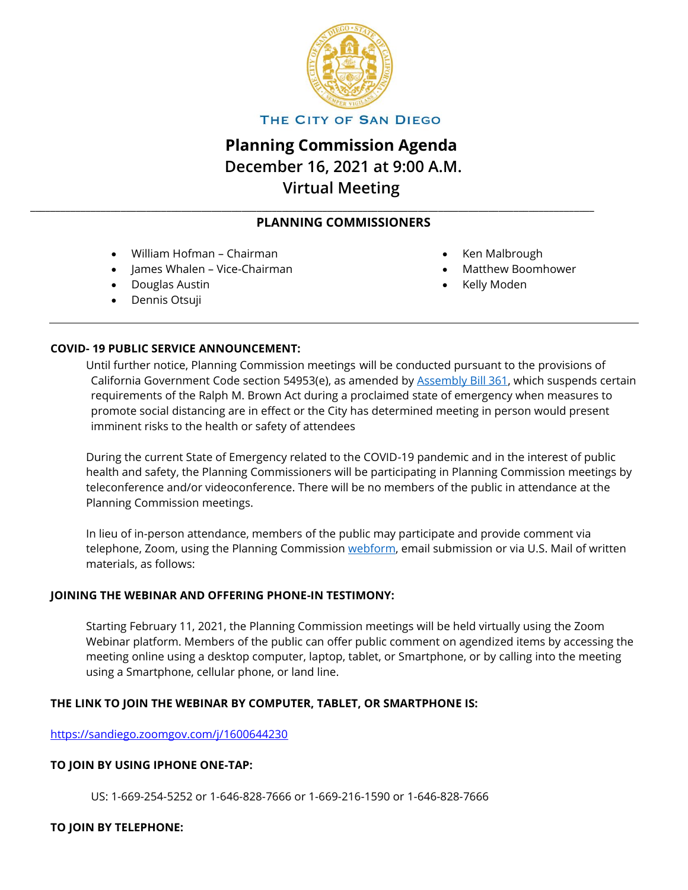THE CITY OF SAN DIEGO

# Planning Commission Agenda
# December 16, 2021 at 9:00 A.M.
# Virtual Meeting

---

## PLANNING COMMISSIONERS

- William Hofman – Chairman
- James Whalen – Vice-Chairman
- Douglas Austin
- Dennis Otsuji
- Ken Malbrough
- Matthew Boomhower
- Kelly Moden

---

**COVID- 19 PUBLIC SERVICE ANNOUNCEMENT:**

Until further notice, Planning Commission meetings will be conducted pursuant to the provisions of California Government Code section 54953(e), as amended by Assembly Bill 361, which suspends certain requirements of the Ralph M. Brown Act during a proclaimed state of emergency when measures to promote social distancing are in effect or the City has determined meeting in person would present imminent risks to the health or safety of attendees

During the current State of Emergency related to the COVID-19 pandemic and in the interest of public health and safety, the Planning Commissioners will be participating in Planning Commission meetings by teleconference and/or videoconference. There will be no members of the public in attendance at the Planning Commission meetings.

In lieu of in-person attendance, members of the public may participate and provide comment via telephone, Zoom, using the Planning Commission webform, email submission or via U.S. Mail of written materials, as follows:

**JOINING THE WEBINAR AND OFFERING PHONE-IN TESTIMONY:**

Starting February 11, 2021, the Planning Commission meetings will be held virtually using the Zoom Webinar platform. Members of the public can offer public comment on agendized items by accessing the meeting online using a desktop computer, laptop, tablet, or Smartphone, or by calling into the meeting using a Smartphone, cellular phone, or land line.

**THE LINK TO JOIN THE WEBINAR BY COMPUTER, TABLET, OR SMARTPHONE IS:**

https://sandiego.zoomgov.com/j/1600644230

**TO JOIN BY USING IPHONE ONE-TAP:**

US: 1-669-254-5252 or 1-646-828-7666 or 1-669-216-1590 or 1-646-828-7666

**TO JOIN BY TELEPHONE:**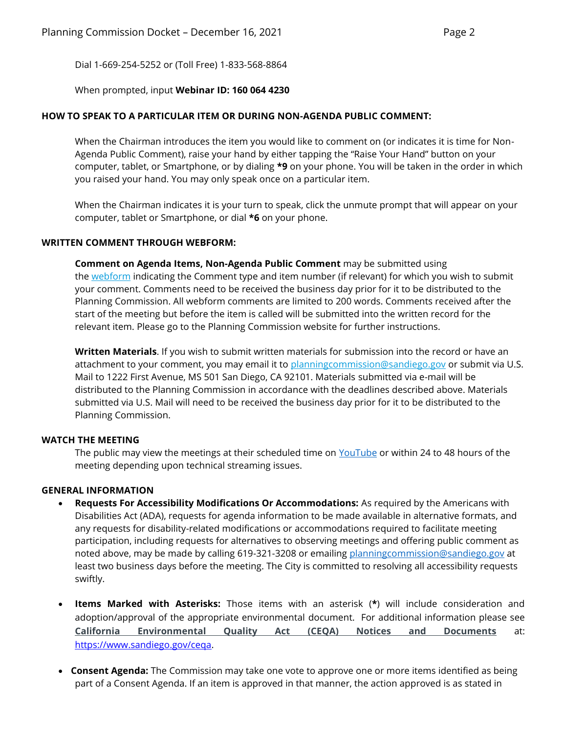Dial 1-669-254-5252 or (Toll Free) 1-833-568-8864

When prompted, input **Webinar ID: 160 064 4230**

**HOW TO SPEAK TO A PARTICULAR ITEM OR DURING NON-AGENDA PUBLIC COMMENT:**

When the Chairman introduces the item you would like to comment on (or indicates it is time for Non-Agenda Public Comment), raise your hand by either tapping the "Raise Your Hand" button on your computer, tablet, or Smartphone, or by dialing ***9** on your phone. You will be taken in the order in which you raised your hand. You may only speak once on a particular item.

When the Chairman indicates it is your turn to speak, click the unmute prompt that will appear on your computer, tablet or Smartphone, or dial ***6** on your phone.

**WRITTEN COMMENT THROUGH WEBFORM:**

**Comment on Agenda Items, Non-Agenda Public Comment** may be submitted using the webform indicating the Comment type and item number (if relevant) for which you wish to submit your comment. Comments need to be received the business day prior for it to be distributed to the Planning Commission. All webform comments are limited to 200 words. Comments received after the start of the meeting but before the item is called will be submitted into the written record for the relevant item. Please go to the Planning Commission website for further instructions.

**Written Materials**. If you wish to submit written materials for submission into the record or have an attachment to your comment, you may email it to planningcommission@sandiego.gov or submit via U.S. Mail to 1222 First Avenue, MS 501 San Diego, CA 92101. Materials submitted via e-mail will be distributed to the Planning Commission in accordance with the deadlines described above. Materials submitted via U.S. Mail will need to be received the business day prior for it to be distributed to the Planning Commission.

**WATCH THE MEETING**

The public may view the meetings at their scheduled time on YouTube or within 24 to 48 hours of the meeting depending upon technical streaming issues.

**GENERAL INFORMATION**

- **Requests For Accessibility Modifications Or Accommodations:** As required by the Americans with Disabilities Act (ADA), requests for agenda information to be made available in alternative formats, and any requests for disability-related modifications or accommodations required to facilitate meeting participation, including requests for alternatives to observing meetings and offering public comment as noted above, may be made by calling 619-321-3208 or emailing planningcommission@sandiego.gov at least two business days before the meeting. The City is committed to resolving all accessibility requests swiftly.

- **Items Marked with Asterisks:** Those items with an asterisk (**\***) will include consideration and adoption/approval of the appropriate environmental document. For additional information please see **California Environmental Quality Act (CEQA) Notices and Documents** at: https://www.sandiego.gov/ceqa.

- **Consent Agenda:** The Commission may take one vote to approve one or more items identified as being part of a Consent Agenda. If an item is approved in that manner, the action approved is as stated in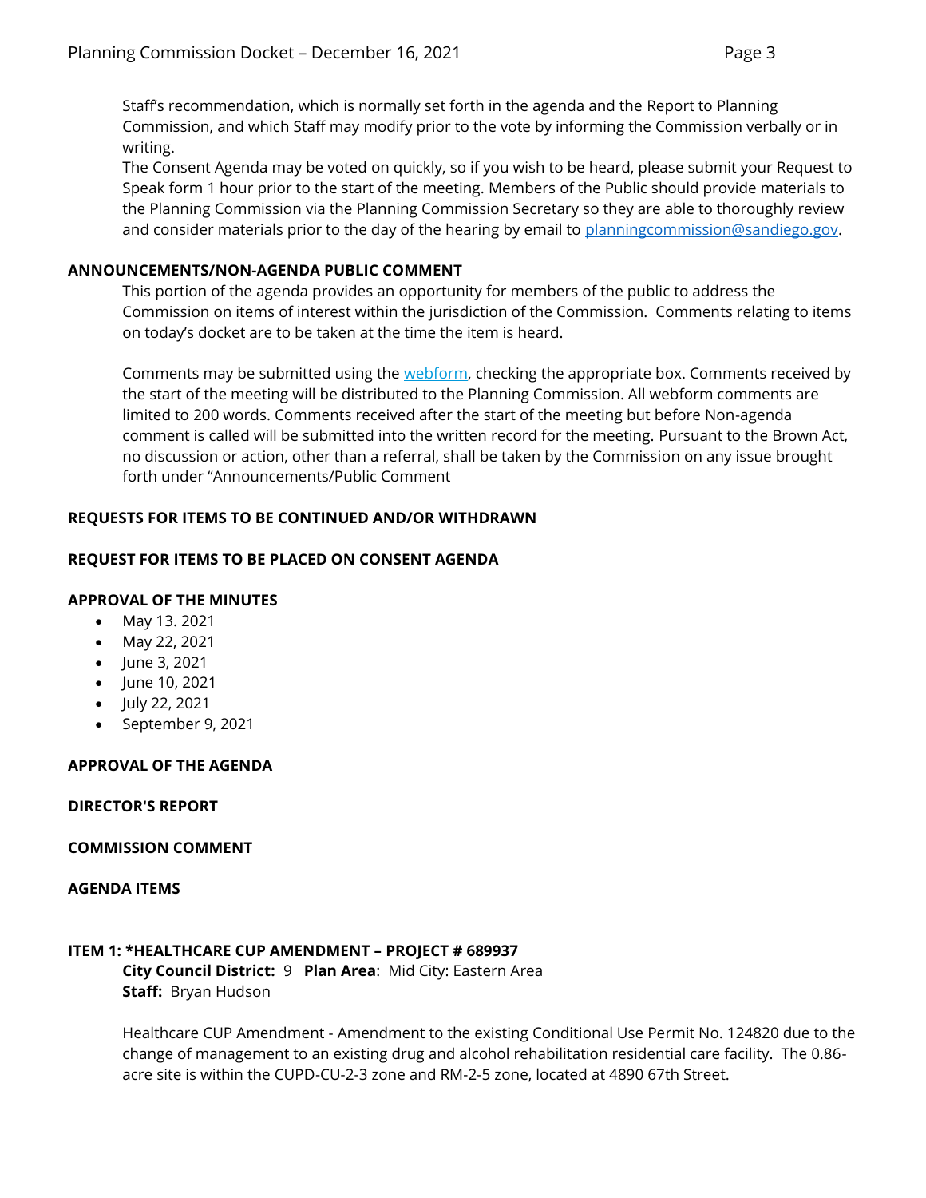Staff's recommendation, which is normally set forth in the agenda and the Report to Planning Commission, and which Staff may modify prior to the vote by informing the Commission verbally or in writing.

The Consent Agenda may be voted on quickly, so if you wish to be heard, please submit your Request to Speak form 1 hour prior to the start of the meeting. Members of the Public should provide materials to the Planning Commission via the Planning Commission Secretary so they are able to thoroughly review and consider materials prior to the day of the hearing by email to [planningcommission@sandiego.gov](mailto:planningcommission@sandiego.gov).

**ANNOUNCEMENTS/NON-AGENDA PUBLIC COMMENT**

This portion of the agenda provides an opportunity for members of the public to address the Commission on items of interest within the jurisdiction of the Commission. Comments relating to items on today's docket are to be taken at the time the item is heard.

Comments may be submitted using the webform, checking the appropriate box. Comments received by the start of the meeting will be distributed to the Planning Commission. All webform comments are limited to 200 words. Comments received after the start of the meeting but before Non-agenda comment is called will be submitted into the written record for the meeting. Pursuant to the Brown Act, no discussion or action, other than a referral, shall be taken by the Commission on any issue brought forth under "Announcements/Public Comment

**REQUESTS FOR ITEMS TO BE CONTINUED AND/OR WITHDRAWN**

**REQUEST FOR ITEMS TO BE PLACED ON CONSENT AGENDA**

**APPROVAL OF THE MINUTES**

- May 13. 2021
- May 22, 2021
- June 3, 2021
- June 10, 2021
- July 22, 2021
- September 9, 2021

**APPROVAL OF THE AGENDA**

**DIRECTOR'S REPORT**

**COMMISSION COMMENT**

**AGENDA ITEMS**

**ITEM 1: *HEALTHCARE CUP AMENDMENT – PROJECT # 689937**

**City Council District:** 9 **Plan Area**: Mid City: Eastern Area
**Staff:** Bryan Hudson

Healthcare CUP Amendment - Amendment to the existing Conditional Use Permit No. 124820 due to the change of management to an existing drug and alcohol rehabilitation residential care facility. The 0.86-acre site is within the CUPD-CU-2-3 zone and RM-2-5 zone, located at 4890 67th Street.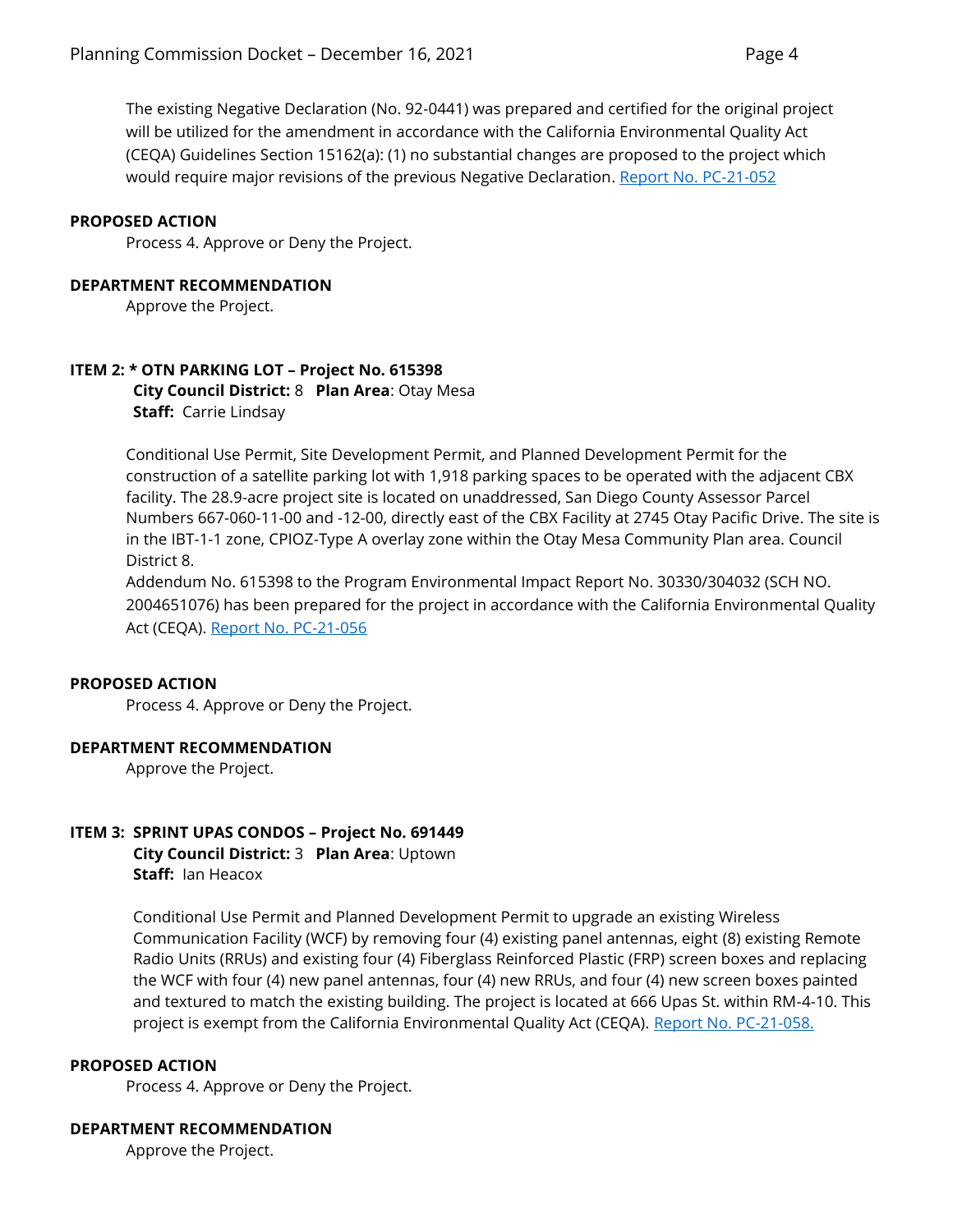The existing Negative Declaration (No. 92-0441) was prepared and certified for the original project will be utilized for the amendment in accordance with the California Environmental Quality Act (CEQA) Guidelines Section 15162(a): (1) no substantial changes are proposed to the project which would require major revisions of the previous Negative Declaration. Report No. PC-21-052

**PROPOSED ACTION**

Process 4. Approve or Deny the Project.

**DEPARTMENT RECOMMENDATION**

Approve the Project.

**ITEM 2: * OTN PARKING LOT – Project No. 615398**

**City Council District:** 8 **Plan Area**: Otay Mesa
**Staff:** Carrie Lindsay

Conditional Use Permit, Site Development Permit, and Planned Development Permit for the construction of a satellite parking lot with 1,918 parking spaces to be operated with the adjacent CBX facility. The 28.9-acre project site is located on unaddressed, San Diego County Assessor Parcel Numbers 667-060-11-00 and -12-00, directly east of the CBX Facility at 2745 Otay Pacific Drive. The site is in the IBT-1-1 zone, CPIOZ-Type A overlay zone within the Otay Mesa Community Plan area. Council District 8.

Addendum No. 615398 to the Program Environmental Impact Report No. 30330/304032 (SCH NO. 2004651076) has been prepared for the project in accordance with the California Environmental Quality Act (CEQA). Report No. PC-21-056

**PROPOSED ACTION**

Process 4. Approve or Deny the Project.

**DEPARTMENT RECOMMENDATION**

Approve the Project.

**ITEM 3: SPRINT UPAS CONDOS – Project No. 691449**

**City Council District:** 3 **Plan Area**: Uptown
**Staff:** Ian Heacox

Conditional Use Permit and Planned Development Permit to upgrade an existing Wireless Communication Facility (WCF) by removing four (4) existing panel antennas, eight (8) existing Remote Radio Units (RRUs) and existing four (4) Fiberglass Reinforced Plastic (FRP) screen boxes and replacing the WCF with four (4) new panel antennas, four (4) new RRUs, and four (4) new screen boxes painted and textured to match the existing building. The project is located at 666 Upas St. within RM-4-10. This project is exempt from the California Environmental Quality Act (CEQA). Report No. PC-21-058.

**PROPOSED ACTION**

Process 4. Approve or Deny the Project.

**DEPARTMENT RECOMMENDATION**

Approve the Project.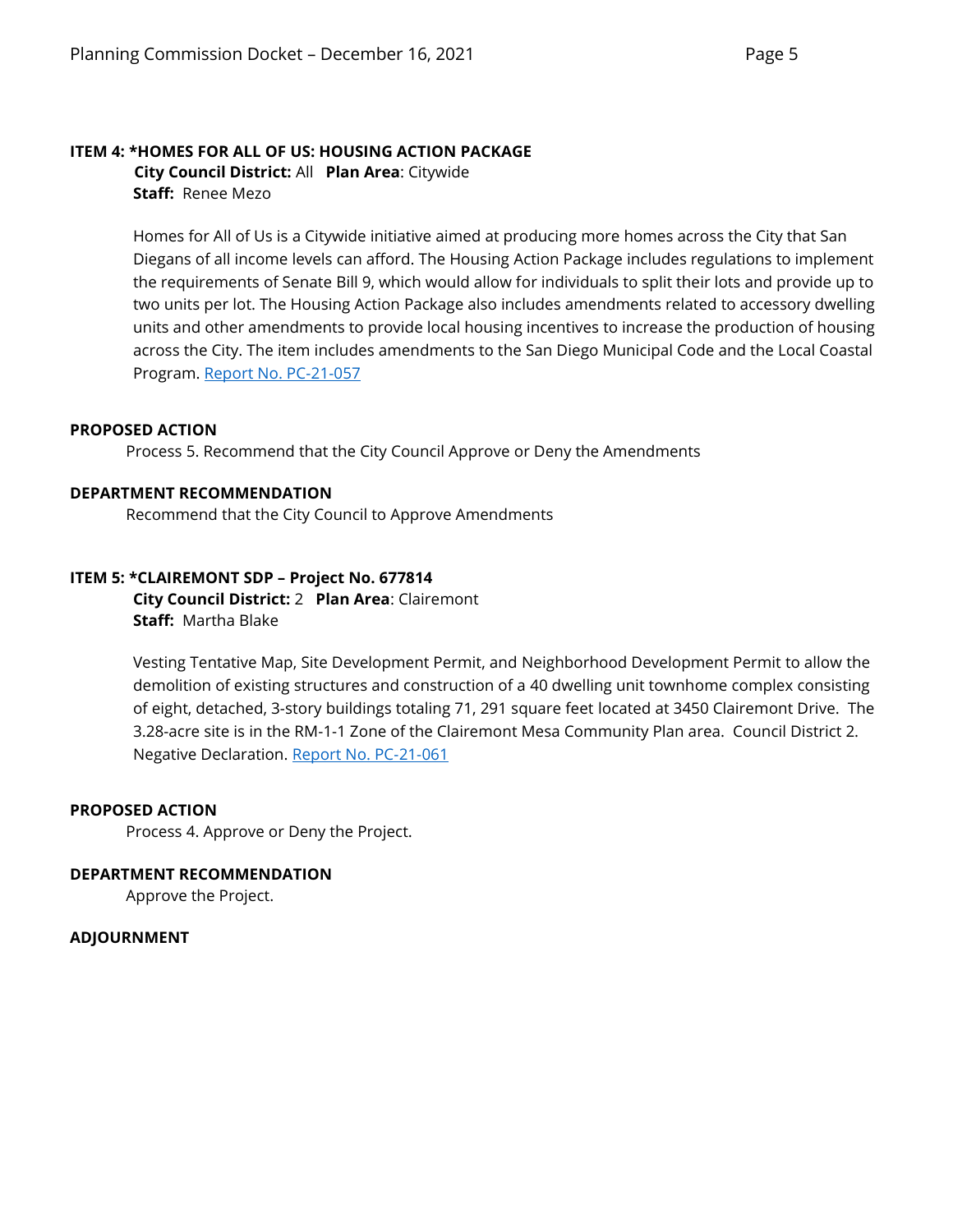**ITEM 4: *HOMES FOR ALL OF US: HOUSING ACTION PACKAGE**

**City Council District:** All **Plan Area**: Citywide
**Staff:** Renee Mezo

Homes for All of Us is a Citywide initiative aimed at producing more homes across the City that San Diegans of all income levels can afford. The Housing Action Package includes regulations to implement the requirements of Senate Bill 9, which would allow for individuals to split their lots and provide up to two units per lot. The Housing Action Package also includes amendments related to accessory dwelling units and other amendments to provide local housing incentives to increase the production of housing across the City. The item includes amendments to the San Diego Municipal Code and the Local Coastal Program. Report No. PC-21-057

**PROPOSED ACTION**

Process 5. Recommend that the City Council Approve or Deny the Amendments

**DEPARTMENT RECOMMENDATION**

Recommend that the City Council to Approve Amendments

**ITEM 5: *CLAIREMONT SDP – Project No. 677814**

**City Council District:** 2 **Plan Area**: Clairemont
**Staff:** Martha Blake

Vesting Tentative Map, Site Development Permit, and Neighborhood Development Permit to allow the demolition of existing structures and construction of a 40 dwelling unit townhome complex consisting of eight, detached, 3-story buildings totaling 71, 291 square feet located at 3450 Clairemont Drive. The 3.28-acre site is in the RM-1-1 Zone of the Clairemont Mesa Community Plan area. Council District 2. Negative Declaration. Report No. PC-21-061

**PROPOSED ACTION**

Process 4. Approve or Deny the Project.

**DEPARTMENT RECOMMENDATION**

Approve the Project.

**ADJOURNMENT**